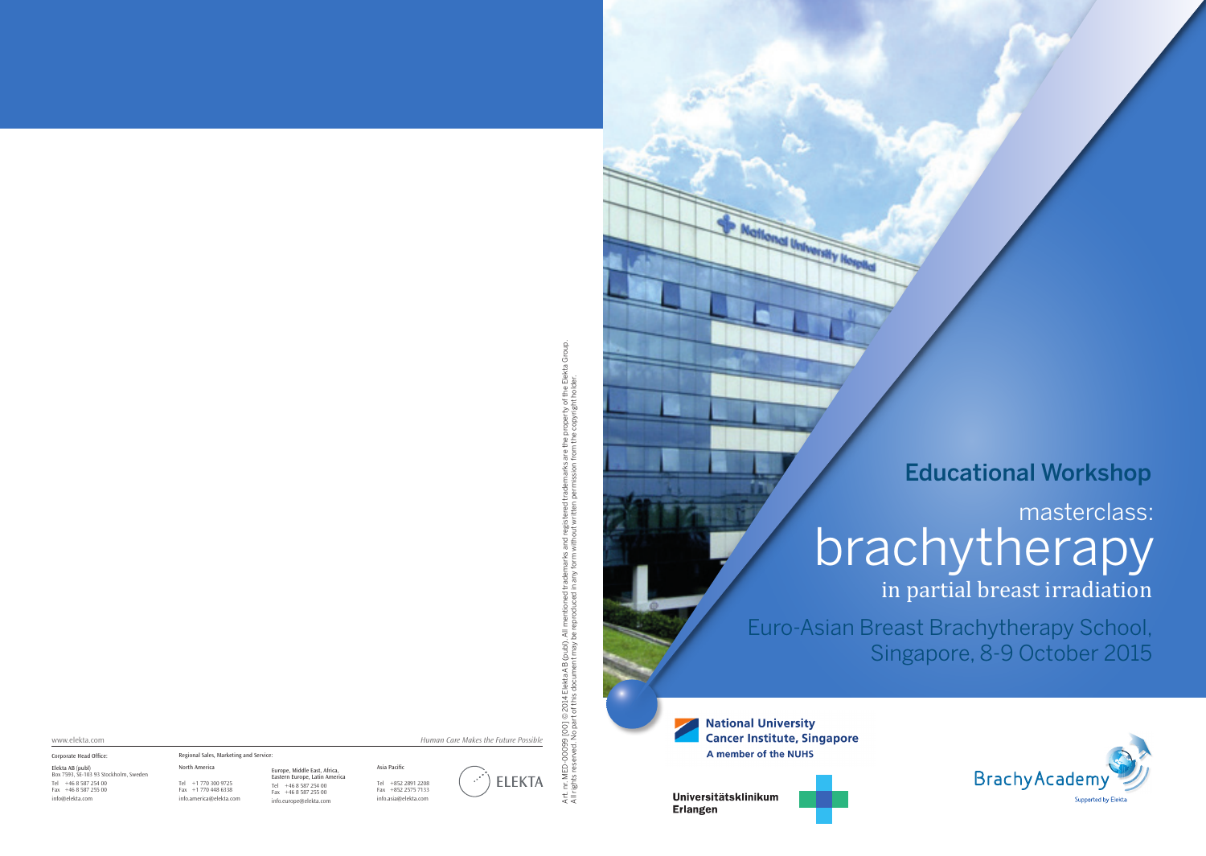# Educational Workshop

## masterclass: brachytherapy

### in partial breast irradiation

Euro-Asian Breast Brachytherapy School, Singapore, 8-9 October 2015

**National University Cancer Institute, Singapore**
**A member of the NUHS**

**Universitätsklinikum Erlangen**

BrachyAcademy
Supported by Elekta

Art. nr. MED-00099 [00] © 2014 Elekta AB (publ). All mentioned trademarks and registered trademarks are the property of the Elekta Group. All rights reserved. No part of this document may be reproduced in any form without written permission from the copyright holder.

www.elekta.com

*Human Care Makes the Future Possible*

Corporate Head Office:

Elekta AB (publ)
Box 7593, SE-103 93 Stockholm, Sweden
Tel +46 8 587 254 00
Fax +46 8 587 255 00
info@elekta.com

Regional Sales, Marketing and Service:

North America
Tel +1 770 300 9725
Fax +1 770 448 6338
info.america@elekta.com

Europe, Middle East, Africa, Eastern Europe, Latin America
Tel +46 8 587 254 00
Fax +46 8 587 255 00
info.europe@elekta.com

Asia Pacific
Tel +852 2891 2208
Fax +852 2575 7133
info.asia@elekta.com

ELEKTA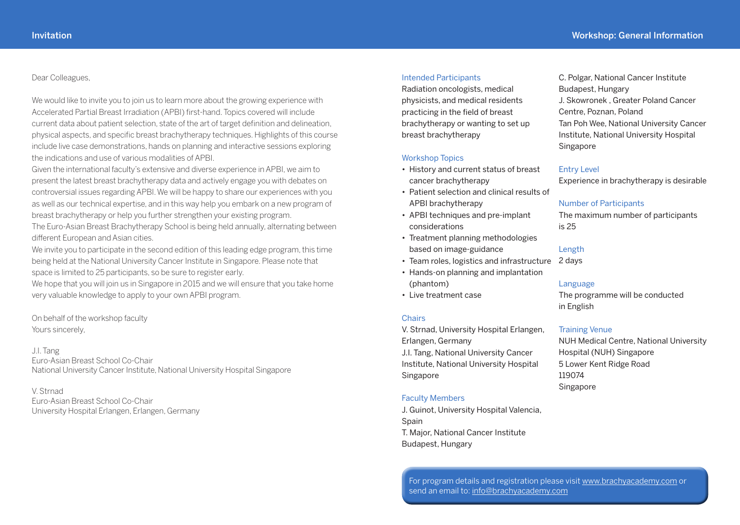## Invitation

Dear Colleagues,

We would like to invite you to join us to learn more about the growing experience with Accelerated Partial Breast Irradiation (APBI) first-hand. Topics covered will include current data about patient selection, state of the art of target definition and delineation, physical aspects, and specific breast brachytherapy techniques. Highlights of this course include live case demonstrations, hands on planning and interactive sessions exploring the indications and use of various modalities of APBI.

Given the international faculty's extensive and diverse experience in APBI, we aim to present the latest breast brachytherapy data and actively engage you with debates on controversial issues regarding APBI. We will be happy to share our experiences with you as well as our technical expertise, and in this way help you embark on a new program of breast brachytherapy or help you further strengthen your existing program.

The Euro-Asian Breast Brachytherapy School is being held annually, alternating between different European and Asian cities.

We invite you to participate in the second edition of this leading edge program, this time being held at the National University Cancer Institute in Singapore. Please note that space is limited to 25 participants, so be sure to register early.

We hope that you will join us in Singapore in 2015 and we will ensure that you take home very valuable knowledge to apply to your own APBI program.

On behalf of the workshop faculty  
Yours sincerely,

J.I. Tang  
Euro-Asian Breast School Co-Chair  
National University Cancer Institute, National University Hospital Singapore

V. Strnad  
Euro-Asian Breast School Co-Chair  
University Hospital Erlangen, Erlangen, Germany

## Workshop: General Information

### Intended Participants

Radiation oncologists, medical physicists, and medical residents practicing in the field of breast brachytherapy or wanting to set up breast brachytherapy

### Workshop Topics

- History and current status of breast cancer brachytherapy
- Patient selection and clinical results of APBI brachytherapy
- APBI techniques and pre-implant considerations
- Treatment planning methodologies based on image-guidance
- Team roles, logistics and infrastructure
- Hands-on planning and implantation (phantom)
- Live treatment case

### Chairs

V. Strnad, University Hospital Erlangen, Erlangen, Germany  
J.I. Tang, National University Cancer Institute, National University Hospital Singapore

### Faculty Members

J. Guinot, University Hospital Valencia, Spain  
T. Major, National Cancer Institute Budapest, Hungary  
C. Polgar, National Cancer Institute Budapest, Hungary  
J. Skowronek , Greater Poland Cancer Centre, Poznan, Poland  
Tan Poh Wee, National University Cancer Institute, National University Hospital Singapore

### Entry Level

Experience in brachytherapy is desirable

### Number of Participants

The maximum number of participants is 25

### Length

2 days

### Language

The programme will be conducted in English

### Training Venue

NUH Medical Centre, National University Hospital (NUH) Singapore  
5 Lower Kent Ridge Road  
119074  
Singapore

For program details and registration please visit www.brachyacademy.com or send an email to: info@brachyacademy.com